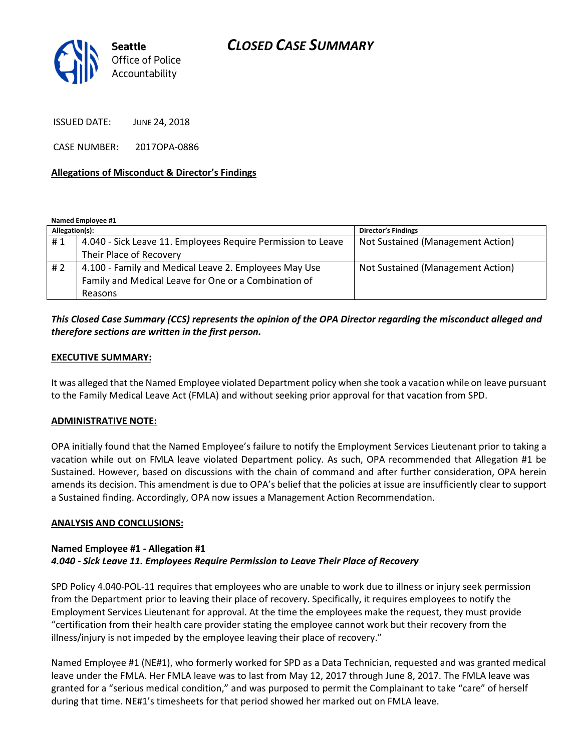Seattle Office of Police Accountability

# CLOSED CASE SUMMARY

ISSUED DATE: JUNE 24, 2018

CASE NUMBER: 2017OPA-0886

**Allegations of Misconduct & Director's Findings**

**Named Employee #1**

| Allegation(s): | | Director's Findings |
|---|---|---|
| # 1 | 4.040 - Sick Leave 11. Employees Require Permission to Leave Their Place of Recovery | Not Sustained (Management Action) |
| # 2 | 4.100 - Family and Medical Leave 2. Employees May Use Family and Medical Leave for One or a Combination of Reasons | Not Sustained (Management Action) |

***This Closed Case Summary (CCS) represents the opinion of the OPA Director regarding the misconduct alleged and therefore sections are written in the first person.***

**EXECUTIVE SUMMARY:**

It was alleged that the Named Employee violated Department policy when she took a vacation while on leave pursuant to the Family Medical Leave Act (FMLA) and without seeking prior approval for that vacation from SPD.

**ADMINISTRATIVE NOTE:**

OPA initially found that the Named Employee's failure to notify the Employment Services Lieutenant prior to taking a vacation while out on FMLA leave violated Department policy. As such, OPA recommended that Allegation #1 be Sustained. However, based on discussions with the chain of command and after further consideration, OPA herein amends its decision. This amendment is due to OPA's belief that the policies at issue are insufficiently clear to support a Sustained finding. Accordingly, OPA now issues a Management Action Recommendation.

**ANALYSIS AND CONCLUSIONS:**

**Named Employee #1 - Allegation #1**
***4.040 - Sick Leave 11. Employees Require Permission to Leave Their Place of Recovery***

SPD Policy 4.040-POL-11 requires that employees who are unable to work due to illness or injury seek permission from the Department prior to leaving their place of recovery. Specifically, it requires employees to notify the Employment Services Lieutenant for approval. At the time the employees make the request, they must provide "certification from their health care provider stating the employee cannot work but their recovery from the illness/injury is not impeded by the employee leaving their place of recovery."

Named Employee #1 (NE#1), who formerly worked for SPD as a Data Technician, requested and was granted medical leave under the FMLA. Her FMLA leave was to last from May 12, 2017 through June 8, 2017. The FMLA leave was granted for a "serious medical condition," and was purposed to permit the Complainant to take "care" of herself during that time. NE#1's timesheets for that period showed her marked out on FMLA leave.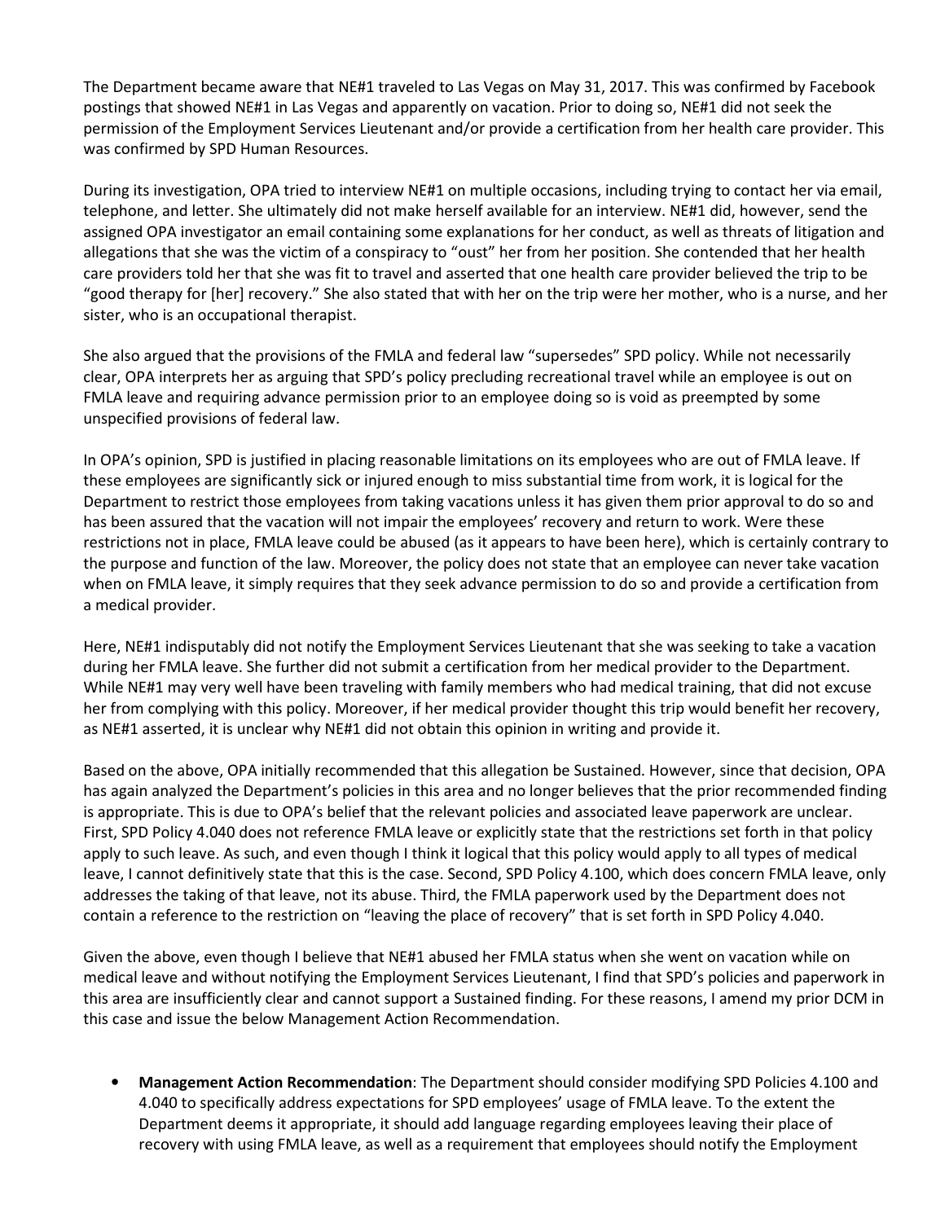The Department became aware that NE#1 traveled to Las Vegas on May 31, 2017. This was confirmed by Facebook postings that showed NE#1 in Las Vegas and apparently on vacation. Prior to doing so, NE#1 did not seek the permission of the Employment Services Lieutenant and/or provide a certification from her health care provider. This was confirmed by SPD Human Resources.

During its investigation, OPA tried to interview NE#1 on multiple occasions, including trying to contact her via email, telephone, and letter. She ultimately did not make herself available for an interview. NE#1 did, however, send the assigned OPA investigator an email containing some explanations for her conduct, as well as threats of litigation and allegations that she was the victim of a conspiracy to "oust" her from her position. She contended that her health care providers told her that she was fit to travel and asserted that one health care provider believed the trip to be "good therapy for [her] recovery." She also stated that with her on the trip were her mother, who is a nurse, and her sister, who is an occupational therapist.

She also argued that the provisions of the FMLA and federal law "supersedes" SPD policy. While not necessarily clear, OPA interprets her as arguing that SPD's policy precluding recreational travel while an employee is out on FMLA leave and requiring advance permission prior to an employee doing so is void as preempted by some unspecified provisions of federal law.

In OPA's opinion, SPD is justified in placing reasonable limitations on its employees who are out of FMLA leave. If these employees are significantly sick or injured enough to miss substantial time from work, it is logical for the Department to restrict those employees from taking vacations unless it has given them prior approval to do so and has been assured that the vacation will not impair the employees' recovery and return to work. Were these restrictions not in place, FMLA leave could be abused (as it appears to have been here), which is certainly contrary to the purpose and function of the law. Moreover, the policy does not state that an employee can never take vacation when on FMLA leave, it simply requires that they seek advance permission to do so and provide a certification from a medical provider.

Here, NE#1 indisputably did not notify the Employment Services Lieutenant that she was seeking to take a vacation during her FMLA leave. She further did not submit a certification from her medical provider to the Department. While NE#1 may very well have been traveling with family members who had medical training, that did not excuse her from complying with this policy. Moreover, if her medical provider thought this trip would benefit her recovery, as NE#1 asserted, it is unclear why NE#1 did not obtain this opinion in writing and provide it.

Based on the above, OPA initially recommended that this allegation be Sustained. However, since that decision, OPA has again analyzed the Department's policies in this area and no longer believes that the prior recommended finding is appropriate. This is due to OPA's belief that the relevant policies and associated leave paperwork are unclear. First, SPD Policy 4.040 does not reference FMLA leave or explicitly state that the restrictions set forth in that policy apply to such leave. As such, and even though I think it logical that this policy would apply to all types of medical leave, I cannot definitively state that this is the case. Second, SPD Policy 4.100, which does concern FMLA leave, only addresses the taking of that leave, not its abuse. Third, the FMLA paperwork used by the Department does not contain a reference to the restriction on "leaving the place of recovery" that is set forth in SPD Policy 4.040.

Given the above, even though I believe that NE#1 abused her FMLA status when she went on vacation while on medical leave and without notifying the Employment Services Lieutenant, I find that SPD's policies and paperwork in this area are insufficiently clear and cannot support a Sustained finding. For these reasons, I amend my prior DCM in this case and issue the below Management Action Recommendation.

- **Management Action Recommendation**: The Department should consider modifying SPD Policies 4.100 and 4.040 to specifically address expectations for SPD employees' usage of FMLA leave. To the extent the Department deems it appropriate, it should add language regarding employees leaving their place of recovery with using FMLA leave, as well as a requirement that employees should notify the Employment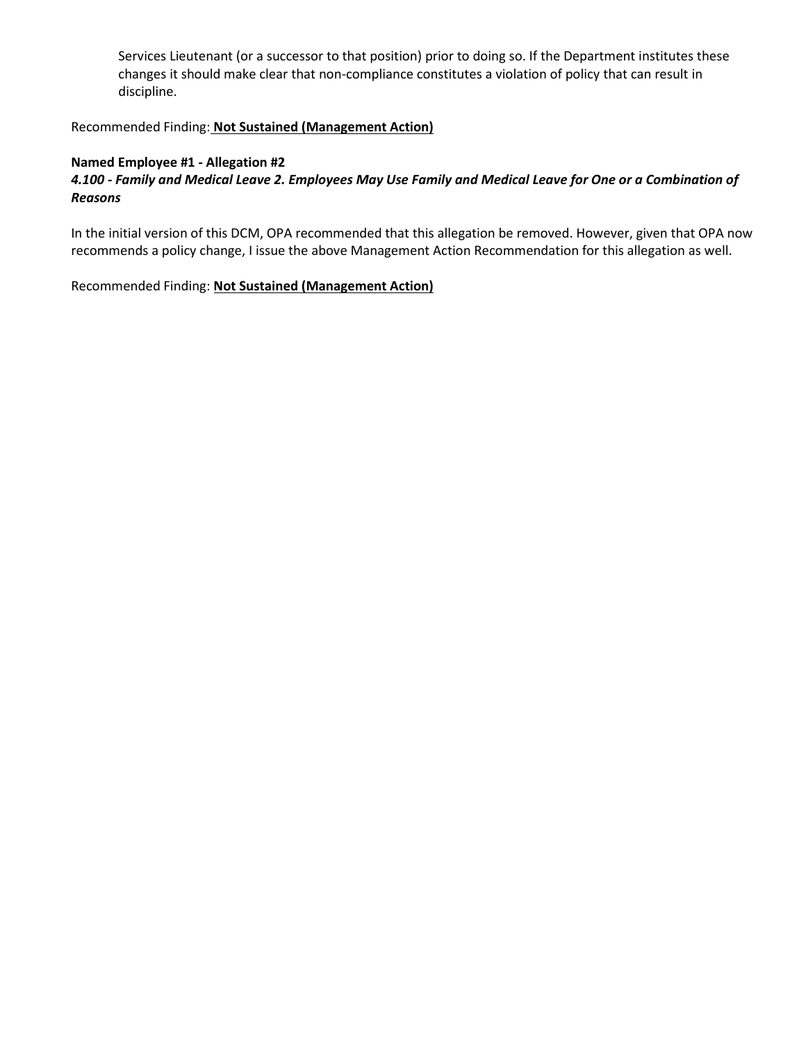Services Lieutenant (or a successor to that position) prior to doing so. If the Department institutes these changes it should make clear that non-compliance constitutes a violation of policy that can result in discipline.

Recommended Finding: **Not Sustained (Management Action)**

**Named Employee #1 - Allegation #2**
***4.100 - Family and Medical Leave 2. Employees May Use Family and Medical Leave for One or a Combination of Reasons***

In the initial version of this DCM, OPA recommended that this allegation be removed. However, given that OPA now recommends a policy change, I issue the above Management Action Recommendation for this allegation as well.

Recommended Finding: **Not Sustained (Management Action)**